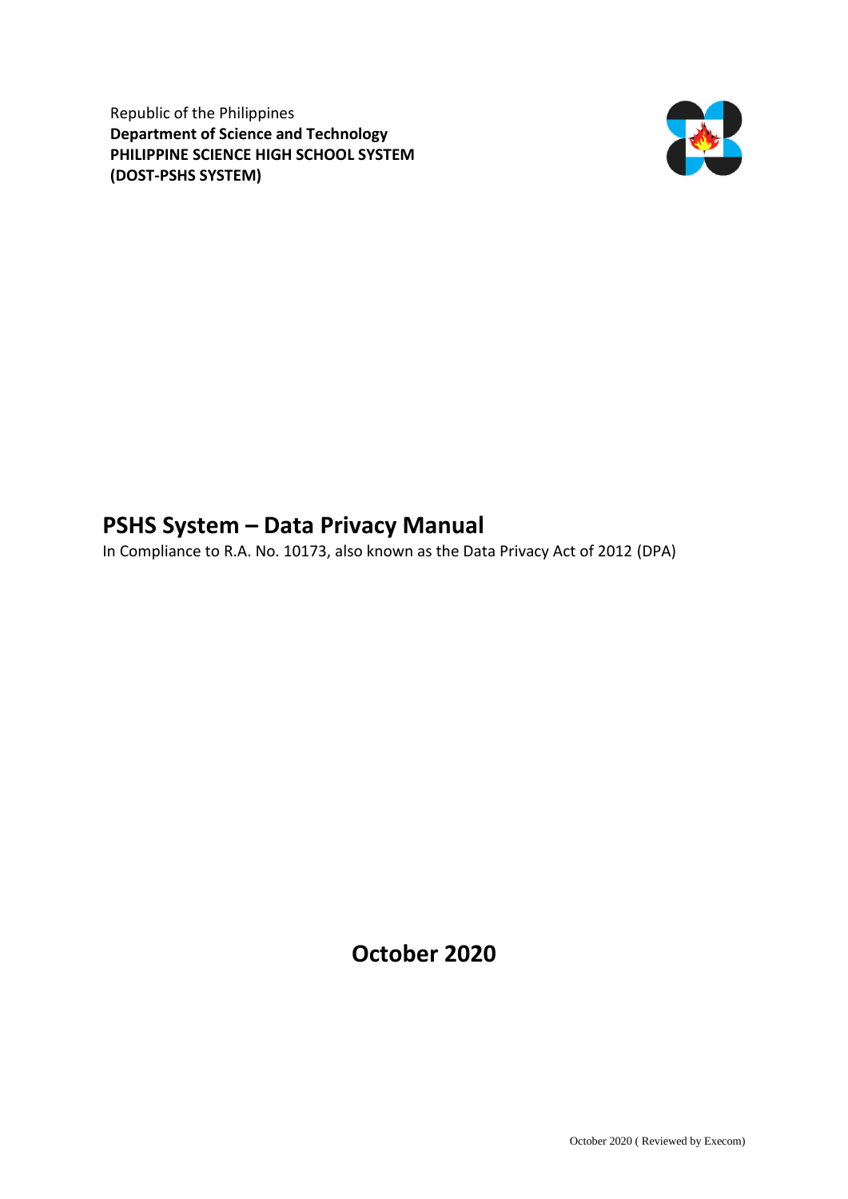Republic of the Philippines
**Department of Science and Technology**
**PHILIPPINE SCIENCE HIGH SCHOOL SYSTEM**
**(DOST-PSHS SYSTEM)**

# PSHS System – Data Privacy Manual

In Compliance to R.A. No. 10173, also known as the Data Privacy Act of 2012 (DPA)

**October 2020**

October 2020 ( Reviewed by Execom)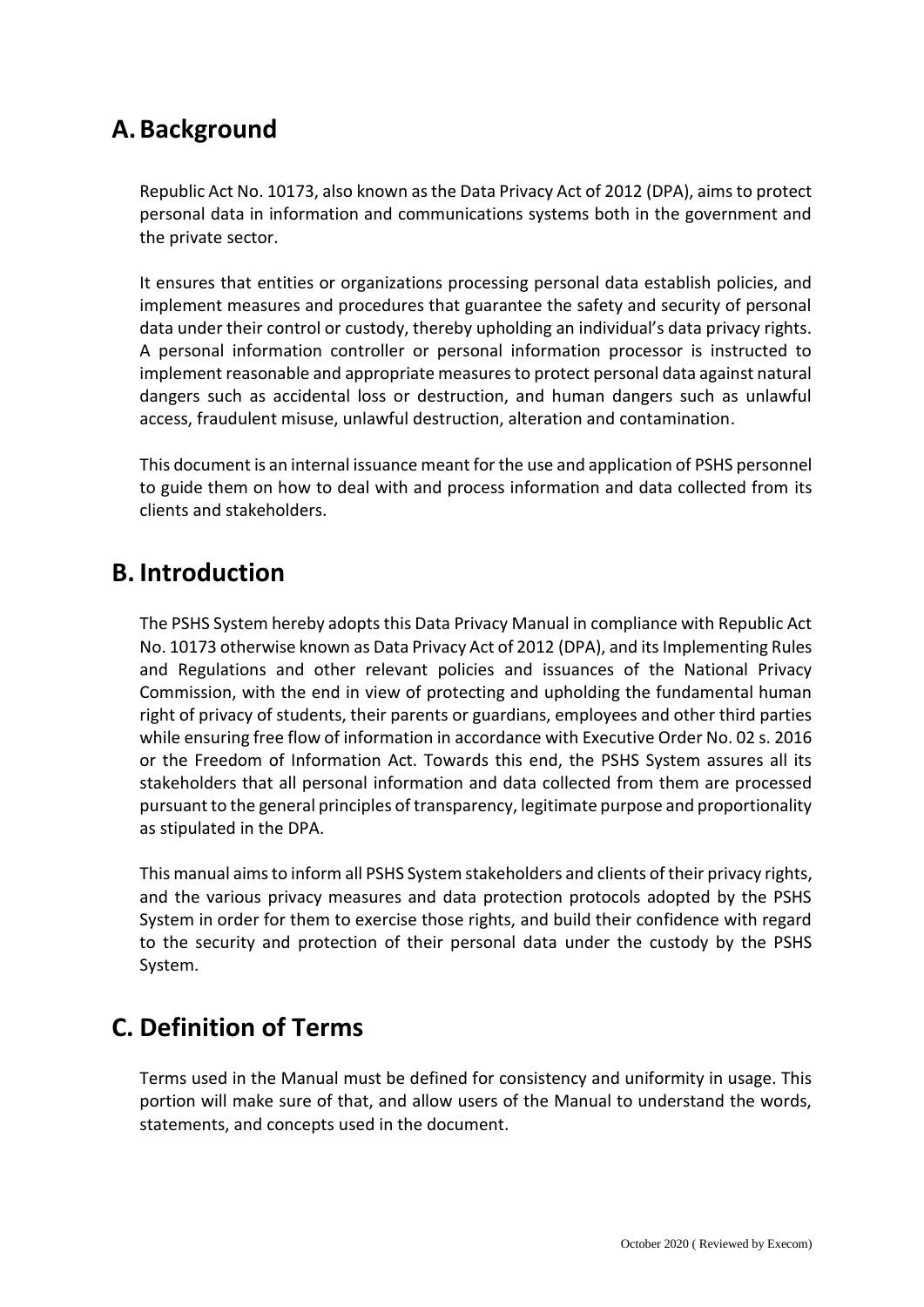## A. Background

Republic Act No. 10173, also known as the Data Privacy Act of 2012 (DPA), aims to protect personal data in information and communications systems both in the government and the private sector.

It ensures that entities or organizations processing personal data establish policies, and implement measures and procedures that guarantee the safety and security of personal data under their control or custody, thereby upholding an individual's data privacy rights. A personal information controller or personal information processor is instructed to implement reasonable and appropriate measures to protect personal data against natural dangers such as accidental loss or destruction, and human dangers such as unlawful access, fraudulent misuse, unlawful destruction, alteration and contamination.

This document is an internal issuance meant for the use and application of PSHS personnel to guide them on how to deal with and process information and data collected from its clients and stakeholders.

## B. Introduction

The PSHS System hereby adopts this Data Privacy Manual in compliance with Republic Act No. 10173 otherwise known as Data Privacy Act of 2012 (DPA), and its Implementing Rules and Regulations and other relevant policies and issuances of the National Privacy Commission, with the end in view of protecting and upholding the fundamental human right of privacy of students, their parents or guardians, employees and other third parties while ensuring free flow of information in accordance with Executive Order No. 02 s. 2016 or the Freedom of Information Act. Towards this end, the PSHS System assures all its stakeholders that all personal information and data collected from them are processed pursuant to the general principles of transparency, legitimate purpose and proportionality as stipulated in the DPA.

This manual aims to inform all PSHS System stakeholders and clients of their privacy rights, and the various privacy measures and data protection protocols adopted by the PSHS System in order for them to exercise those rights, and build their confidence with regard to the security and protection of their personal data under the custody by the PSHS System.

## C. Definition of Terms

Terms used in the Manual must be defined for consistency and uniformity in usage. This portion will make sure of that, and allow users of the Manual to understand the words, statements, and concepts used in the document.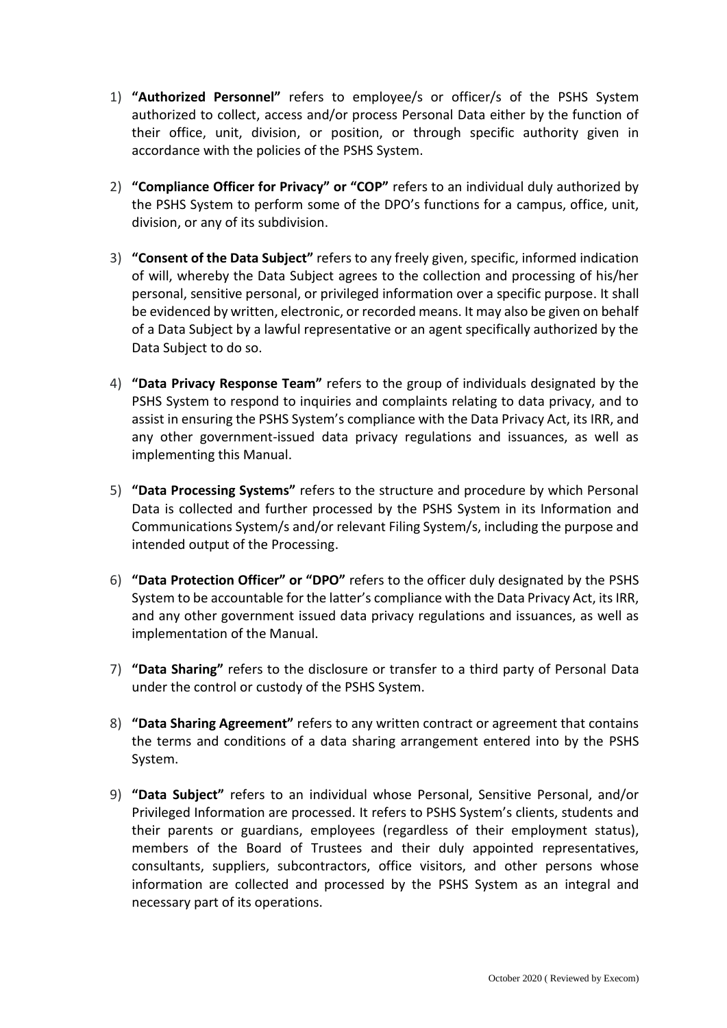1) **"Authorized Personnel"** refers to employee/s or officer/s of the PSHS System authorized to collect, access and/or process Personal Data either by the function of their office, unit, division, or position, or through specific authority given in accordance with the policies of the PSHS System.

2) **"Compliance Officer for Privacy" or "COP"** refers to an individual duly authorized by the PSHS System to perform some of the DPO's functions for a campus, office, unit, division, or any of its subdivision.

3) **"Consent of the Data Subject"** refers to any freely given, specific, informed indication of will, whereby the Data Subject agrees to the collection and processing of his/her personal, sensitive personal, or privileged information over a specific purpose. It shall be evidenced by written, electronic, or recorded means. It may also be given on behalf of a Data Subject by a lawful representative or an agent specifically authorized by the Data Subject to do so.

4) **"Data Privacy Response Team"** refers to the group of individuals designated by the PSHS System to respond to inquiries and complaints relating to data privacy, and to assist in ensuring the PSHS System's compliance with the Data Privacy Act, its IRR, and any other government-issued data privacy regulations and issuances, as well as implementing this Manual.

5) **"Data Processing Systems"** refers to the structure and procedure by which Personal Data is collected and further processed by the PSHS System in its Information and Communications System/s and/or relevant Filing System/s, including the purpose and intended output of the Processing.

6) **"Data Protection Officer" or "DPO"** refers to the officer duly designated by the PSHS System to be accountable for the latter's compliance with the Data Privacy Act, its IRR, and any other government issued data privacy regulations and issuances, as well as implementation of the Manual.

7) **"Data Sharing"** refers to the disclosure or transfer to a third party of Personal Data under the control or custody of the PSHS System.

8) **"Data Sharing Agreement"** refers to any written contract or agreement that contains the terms and conditions of a data sharing arrangement entered into by the PSHS System.

9) **"Data Subject"** refers to an individual whose Personal, Sensitive Personal, and/or Privileged Information are processed. It refers to PSHS System's clients, students and their parents or guardians, employees (regardless of their employment status), members of the Board of Trustees and their duly appointed representatives, consultants, suppliers, subcontractors, office visitors, and other persons whose information are collected and processed by the PSHS System as an integral and necessary part of its operations.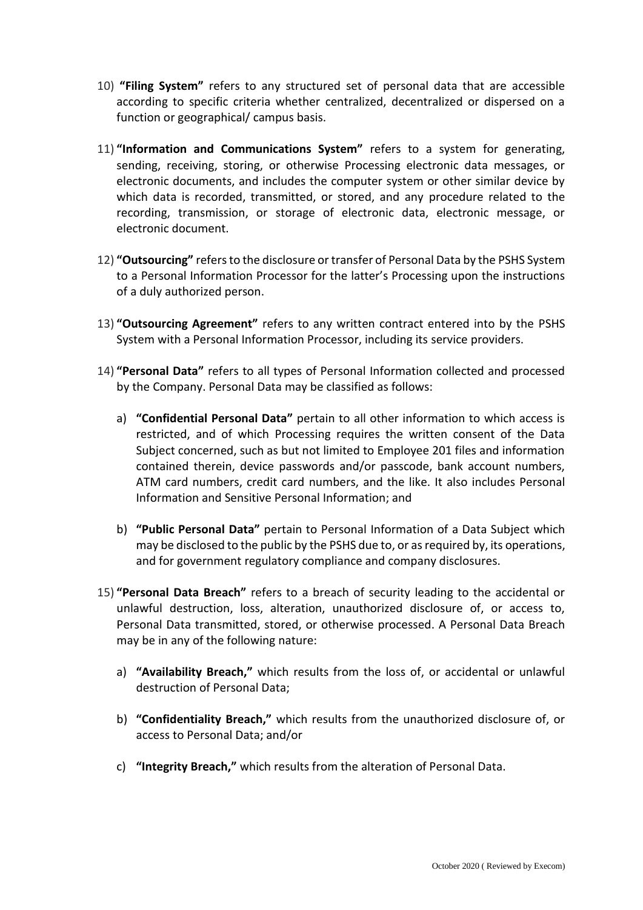10) **"Filing System"** refers to any structured set of personal data that are accessible according to specific criteria whether centralized, decentralized or dispersed on a function or geographical/ campus basis.

11) **"Information and Communications System"** refers to a system for generating, sending, receiving, storing, or otherwise Processing electronic data messages, or electronic documents, and includes the computer system or other similar device by which data is recorded, transmitted, or stored, and any procedure related to the recording, transmission, or storage of electronic data, electronic message, or electronic document.

12) **"Outsourcing"** refers to the disclosure or transfer of Personal Data by the PSHS System to a Personal Information Processor for the latter's Processing upon the instructions of a duly authorized person.

13) **"Outsourcing Agreement"** refers to any written contract entered into by the PSHS System with a Personal Information Processor, including its service providers.

14) **"Personal Data"** refers to all types of Personal Information collected and processed by the Company. Personal Data may be classified as follows:

    a) **"Confidential Personal Data"** pertain to all other information to which access is restricted, and of which Processing requires the written consent of the Data Subject concerned, such as but not limited to Employee 201 files and information contained therein, device passwords and/or passcode, bank account numbers, ATM card numbers, credit card numbers, and the like. It also includes Personal Information and Sensitive Personal Information; and

    b) **"Public Personal Data"** pertain to Personal Information of a Data Subject which may be disclosed to the public by the PSHS due to, or as required by, its operations, and for government regulatory compliance and company disclosures.

15) **"Personal Data Breach"** refers to a breach of security leading to the accidental or unlawful destruction, loss, alteration, unauthorized disclosure of, or access to, Personal Data transmitted, stored, or otherwise processed. A Personal Data Breach may be in any of the following nature:

    a) **"Availability Breach,"** which results from the loss of, or accidental or unlawful destruction of Personal Data;

    b) **"Confidentiality Breach,"** which results from the unauthorized disclosure of, or access to Personal Data; and/or

    c) **"Integrity Breach,"** which results from the alteration of Personal Data.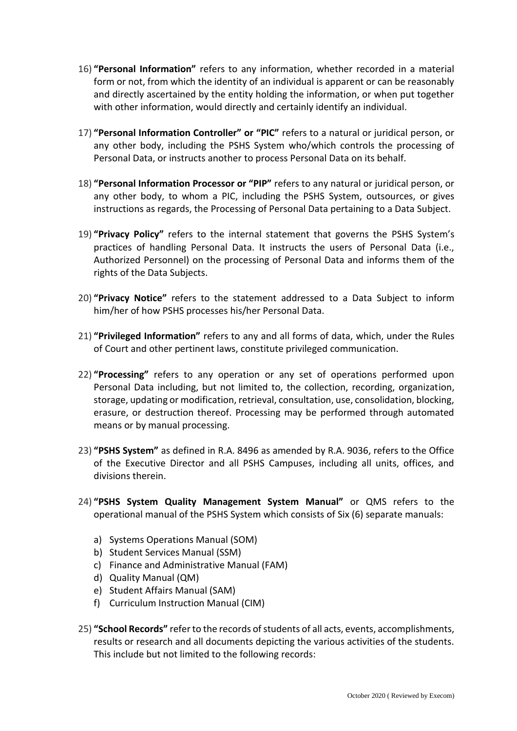16) **"Personal Information"** refers to any information, whether recorded in a material form or not, from which the identity of an individual is apparent or can be reasonably and directly ascertained by the entity holding the information, or when put together with other information, would directly and certainly identify an individual.

17) **"Personal Information Controller" or "PIC"** refers to a natural or juridical person, or any other body, including the PSHS System who/which controls the processing of Personal Data, or instructs another to process Personal Data on its behalf.

18) **"Personal Information Processor or "PIP"** refers to any natural or juridical person, or any other body, to whom a PIC, including the PSHS System, outsources, or gives instructions as regards, the Processing of Personal Data pertaining to a Data Subject.

19) **"Privacy Policy"** refers to the internal statement that governs the PSHS System's practices of handling Personal Data. It instructs the users of Personal Data (i.e., Authorized Personnel) on the processing of Personal Data and informs them of the rights of the Data Subjects.

20) **"Privacy Notice"** refers to the statement addressed to a Data Subject to inform him/her of how PSHS processes his/her Personal Data.

21) **"Privileged Information"** refers to any and all forms of data, which, under the Rules of Court and other pertinent laws, constitute privileged communication.

22) **"Processing"** refers to any operation or any set of operations performed upon Personal Data including, but not limited to, the collection, recording, organization, storage, updating or modification, retrieval, consultation, use, consolidation, blocking, erasure, or destruction thereof. Processing may be performed through automated means or by manual processing.

23) **"PSHS System"** as defined in R.A. 8496 as amended by R.A. 9036, refers to the Office of the Executive Director and all PSHS Campuses, including all units, offices, and divisions therein.

24) **"PSHS System Quality Management System Manual"** or QMS refers to the operational manual of the PSHS System which consists of Six (6) separate manuals:

    a) Systems Operations Manual (SOM)
    b) Student Services Manual (SSM)
    c) Finance and Administrative Manual (FAM)
    d) Quality Manual (QM)
    e) Student Affairs Manual (SAM)
    f) Curriculum Instruction Manual (CIM)

25) **"School Records"** refer to the records of students of all acts, events, accomplishments, results or research and all documents depicting the various activities of the students. This include but not limited to the following records: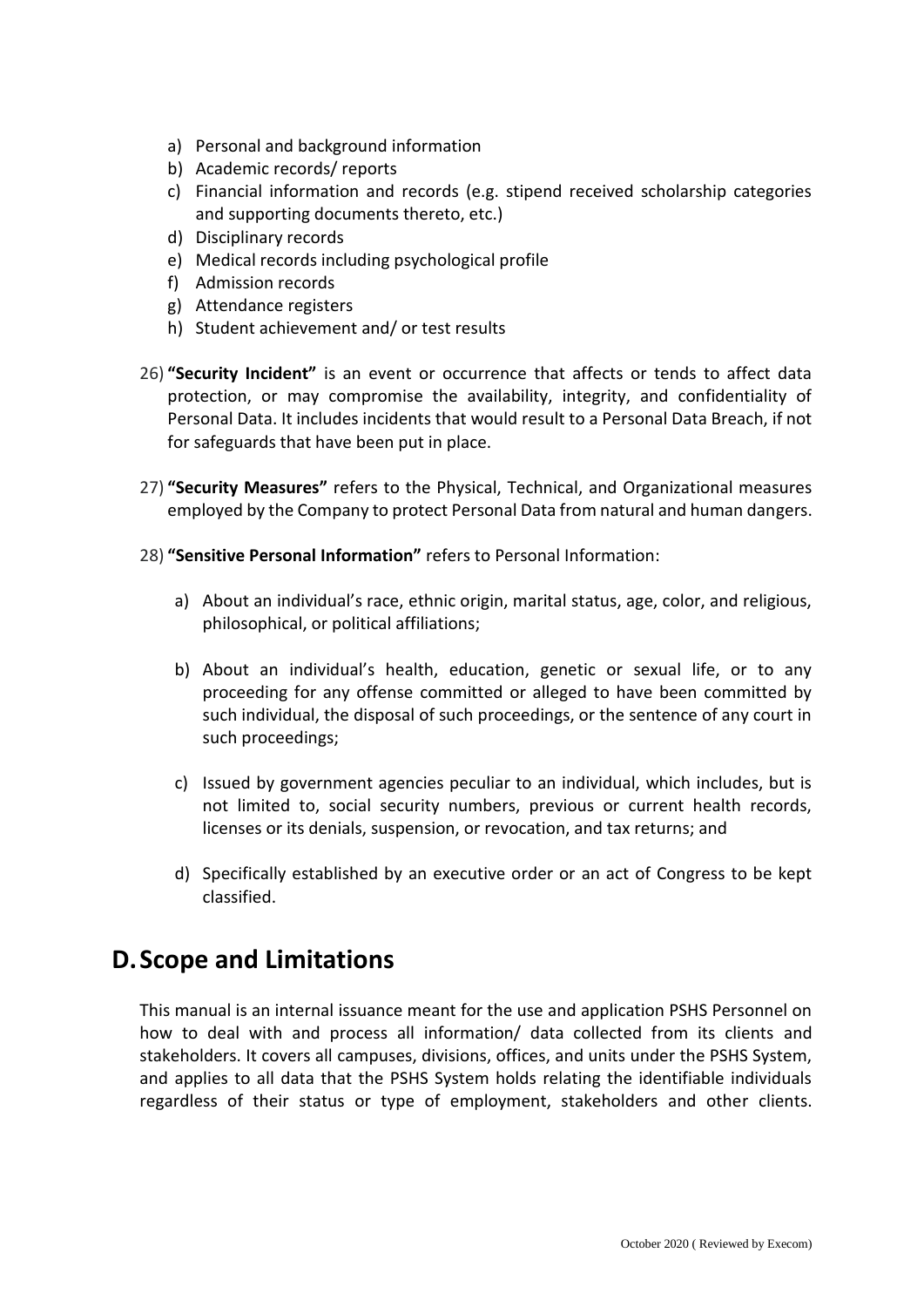a) Personal and background information
b) Academic records/ reports
c) Financial information and records (e.g. stipend received scholarship categories and supporting documents thereto, etc.)
d) Disciplinary records
e) Medical records including psychological profile
f) Admission records
g) Attendance registers
h) Student achievement and/ or test results

26) **"Security Incident"** is an event or occurrence that affects or tends to affect data protection, or may compromise the availability, integrity, and confidentiality of Personal Data. It includes incidents that would result to a Personal Data Breach, if not for safeguards that have been put in place.

27) **"Security Measures"** refers to the Physical, Technical, and Organizational measures employed by the Company to protect Personal Data from natural and human dangers.

28) **"Sensitive Personal Information"** refers to Personal Information:

a) About an individual's race, ethnic origin, marital status, age, color, and religious, philosophical, or political affiliations;

b) About an individual's health, education, genetic or sexual life, or to any proceeding for any offense committed or alleged to have been committed by such individual, the disposal of such proceedings, or the sentence of any court in such proceedings;

c) Issued by government agencies peculiar to an individual, which includes, but is not limited to, social security numbers, previous or current health records, licenses or its denials, suspension, or revocation, and tax returns; and

d) Specifically established by an executive order or an act of Congress to be kept classified.

## D. Scope and Limitations

This manual is an internal issuance meant for the use and application PSHS Personnel on how to deal with and process all information/ data collected from its clients and stakeholders. It covers all campuses, divisions, offices, and units under the PSHS System, and applies to all data that the PSHS System holds relating the identifiable individuals regardless of their status or type of employment, stakeholders and other clients.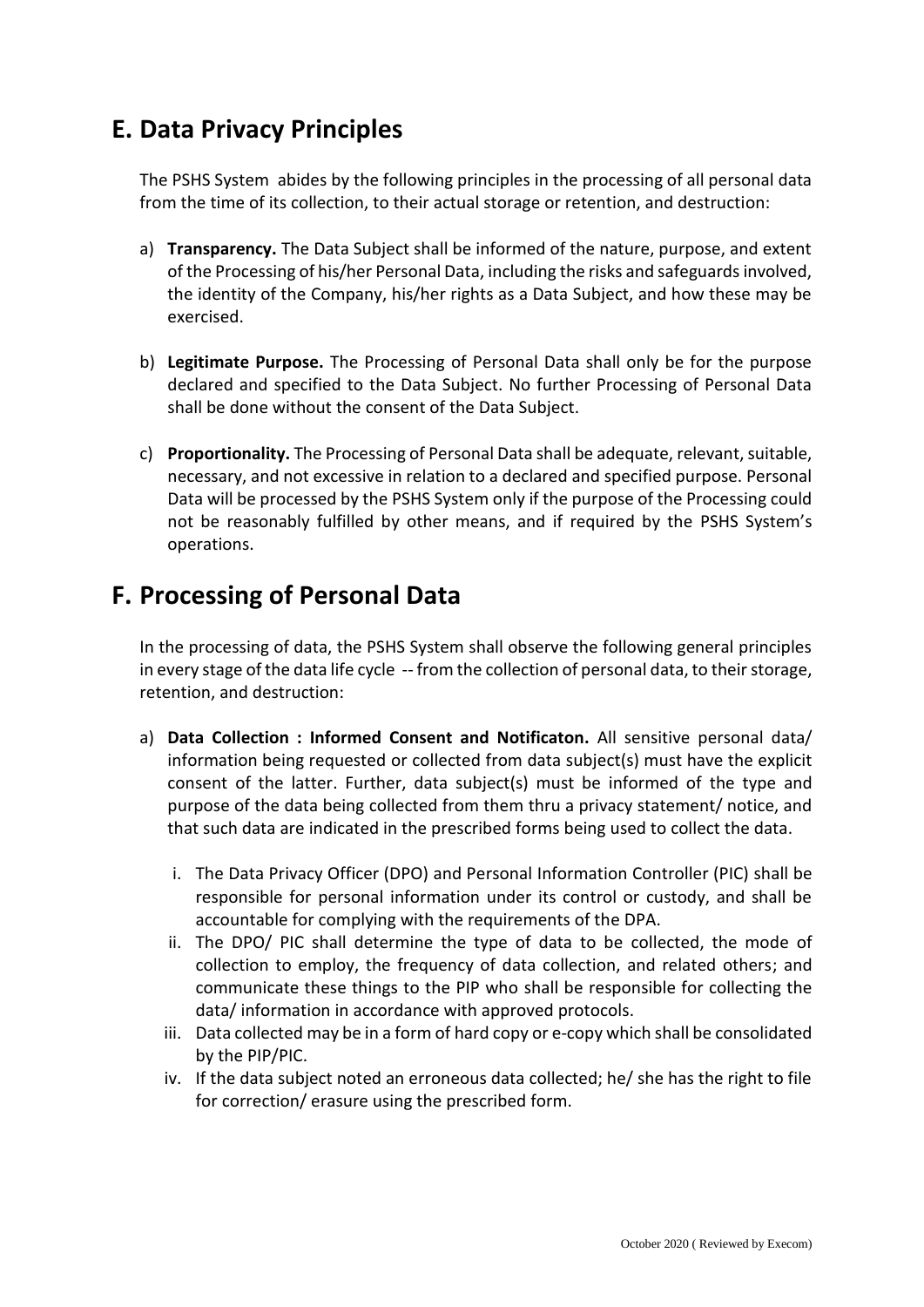## E. Data Privacy Principles

The PSHS System abides by the following principles in the processing of all personal data from the time of its collection, to their actual storage or retention, and destruction:

a) **Transparency.** The Data Subject shall be informed of the nature, purpose, and extent of the Processing of his/her Personal Data, including the risks and safeguards involved, the identity of the Company, his/her rights as a Data Subject, and how these may be exercised.

b) **Legitimate Purpose.** The Processing of Personal Data shall only be for the purpose declared and specified to the Data Subject. No further Processing of Personal Data shall be done without the consent of the Data Subject.

c) **Proportionality.** The Processing of Personal Data shall be adequate, relevant, suitable, necessary, and not excessive in relation to a declared and specified purpose. Personal Data will be processed by the PSHS System only if the purpose of the Processing could not be reasonably fulfilled by other means, and if required by the PSHS System's operations.

## F. Processing of Personal Data

In the processing of data, the PSHS System shall observe the following general principles in every stage of the data life cycle -- from the collection of personal data, to their storage, retention, and destruction:

a) **Data Collection : Informed Consent and Notificaton.** All sensitive personal data/ information being requested or collected from data subject(s) must have the explicit consent of the latter. Further, data subject(s) must be informed of the type and purpose of the data being collected from them thru a privacy statement/ notice, and that such data are indicated in the prescribed forms being used to collect the data.

   i. The Data Privacy Officer (DPO) and Personal Information Controller (PIC) shall be responsible for personal information under its control or custody, and shall be accountable for complying with the requirements of the DPA.

   ii. The DPO/ PIC shall determine the type of data to be collected, the mode of collection to employ, the frequency of data collection, and related others; and communicate these things to the PIP who shall be responsible for collecting the data/ information in accordance with approved protocols.

   iii. Data collected may be in a form of hard copy or e-copy which shall be consolidated by the PIP/PIC.

   iv. If the data subject noted an erroneous data collected; he/ she has the right to file for correction/ erasure using the prescribed form.

October 2020 ( Reviewed by Execom)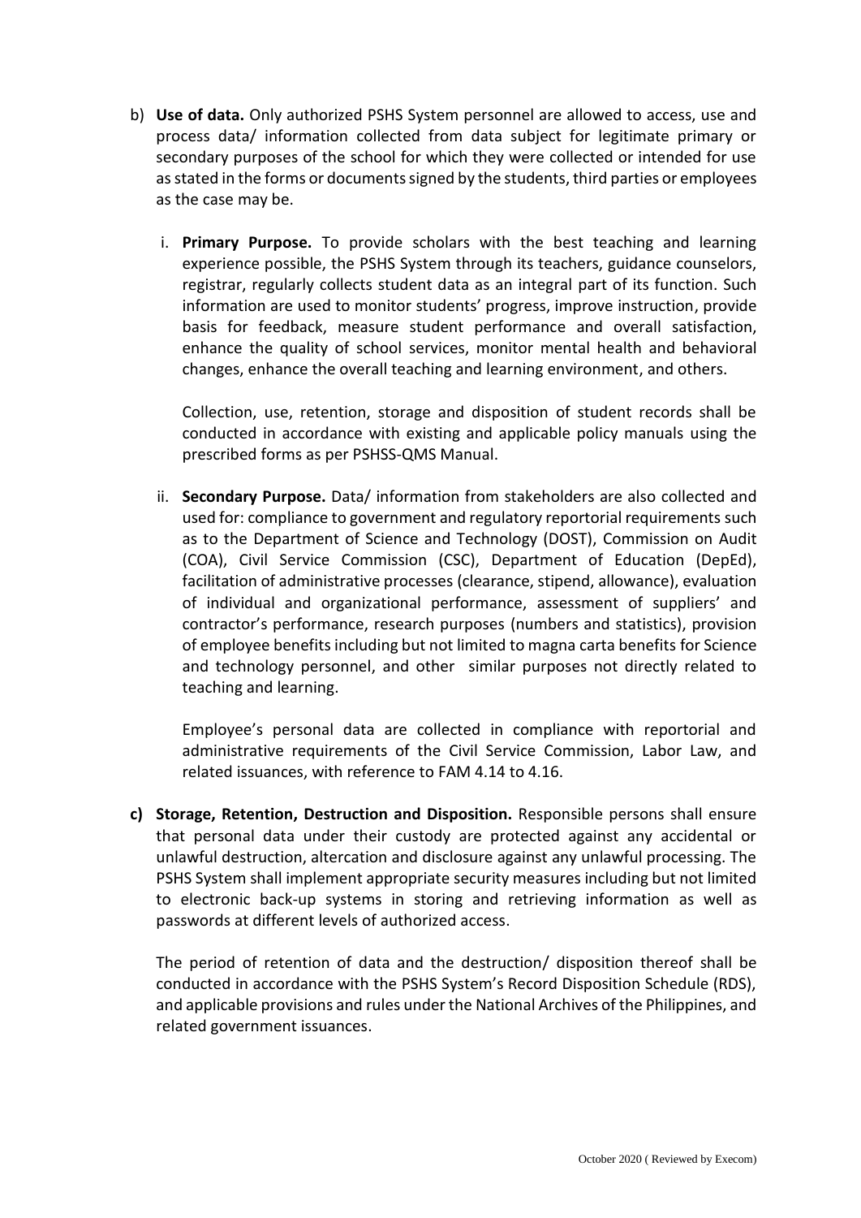b) **Use of data.** Only authorized PSHS System personnel are allowed to access, use and process data/ information collected from data subject for legitimate primary or secondary purposes of the school for which they were collected or intended for use as stated in the forms or documents signed by the students, third parties or employees as the case may be.

   i. **Primary Purpose.** To provide scholars with the best teaching and learning experience possible, the PSHS System through its teachers, guidance counselors, registrar, regularly collects student data as an integral part of its function. Such information are used to monitor students' progress, improve instruction, provide basis for feedback, measure student performance and overall satisfaction, enhance the quality of school services, monitor mental health and behavioral changes, enhance the overall teaching and learning environment, and others.

      Collection, use, retention, storage and disposition of student records shall be conducted in accordance with existing and applicable policy manuals using the prescribed forms as per PSHSS-QMS Manual.

   ii. **Secondary Purpose.** Data/ information from stakeholders are also collected and used for: compliance to government and regulatory reportorial requirements such as to the Department of Science and Technology (DOST), Commission on Audit (COA), Civil Service Commission (CSC), Department of Education (DepEd), facilitation of administrative processes (clearance, stipend, allowance), evaluation of individual and organizational performance, assessment of suppliers' and contractor's performance, research purposes (numbers and statistics), provision of employee benefits including but not limited to magna carta benefits for Science and technology personnel, and other similar purposes not directly related to teaching and learning.

      Employee's personal data are collected in compliance with reportorial and administrative requirements of the Civil Service Commission, Labor Law, and related issuances, with reference to FAM 4.14 to 4.16.

**c) Storage, Retention, Destruction and Disposition.** Responsible persons shall ensure that personal data under their custody are protected against any accidental or unlawful destruction, altercation and disclosure against any unlawful processing. The PSHS System shall implement appropriate security measures including but not limited to electronic back-up systems in storing and retrieving information as well as passwords at different levels of authorized access.

   The period of retention of data and the destruction/ disposition thereof shall be conducted in accordance with the PSHS System's Record Disposition Schedule (RDS), and applicable provisions and rules under the National Archives of the Philippines, and related government issuances.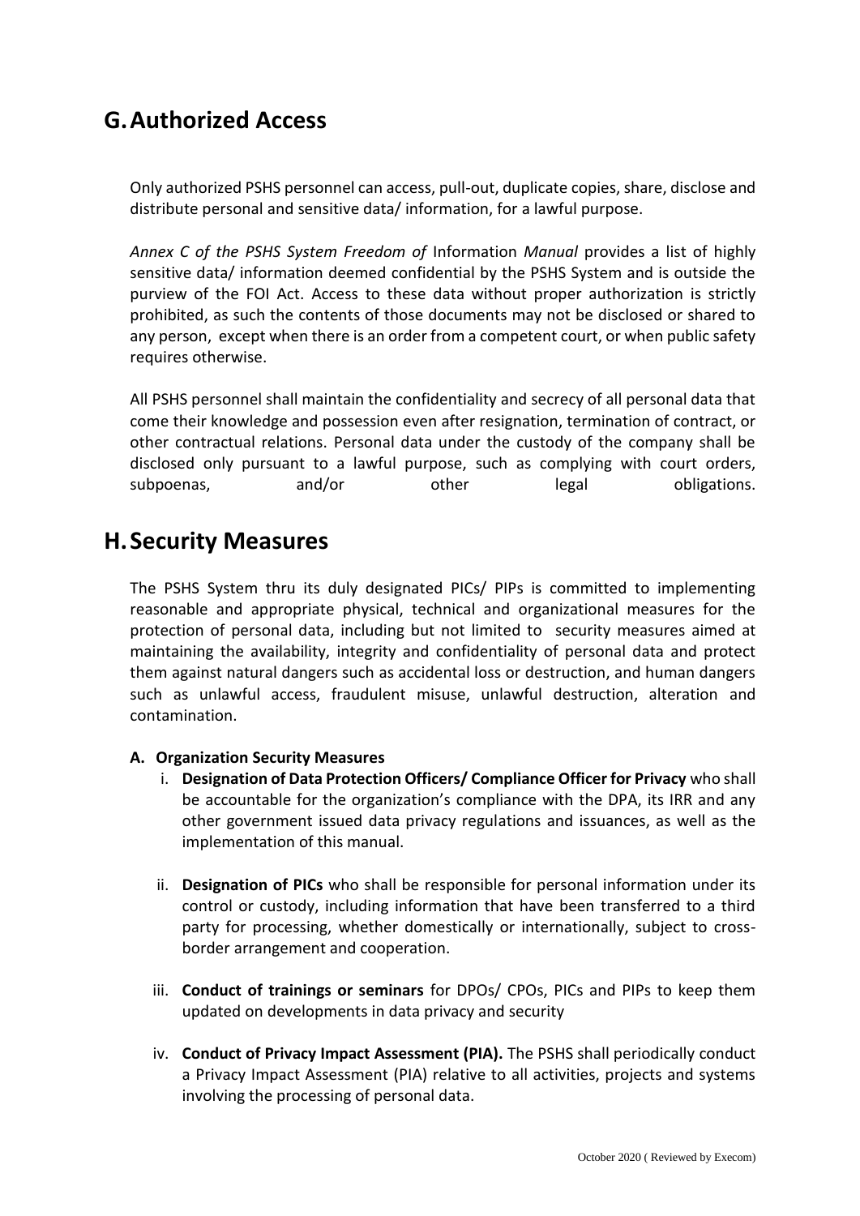## G. Authorized Access

Only authorized PSHS personnel can access, pull-out, duplicate copies, share, disclose and distribute personal and sensitive data/ information, for a lawful purpose.

*Annex C of the PSHS System Freedom of* Information *Manual* provides a list of highly sensitive data/ information deemed confidential by the PSHS System and is outside the purview of the FOI Act. Access to these data without proper authorization is strictly prohibited, as such the contents of those documents may not be disclosed or shared to any person, except when there is an order from a competent court, or when public safety requires otherwise.

All PSHS personnel shall maintain the confidentiality and secrecy of all personal data that come their knowledge and possession even after resignation, termination of contract, or other contractual relations. Personal data under the custody of the company shall be disclosed only pursuant to a lawful purpose, such as complying with court orders, subpoenas, and/or other legal obligations.

## H. Security Measures

The PSHS System thru its duly designated PICs/ PIPs is committed to implementing reasonable and appropriate physical, technical and organizational measures for the protection of personal data, including but not limited to security measures aimed at maintaining the availability, integrity and confidentiality of personal data and protect them against natural dangers such as accidental loss or destruction, and human dangers such as unlawful access, fraudulent misuse, unlawful destruction, alteration and contamination.

**A. Organization Security Measures**

i. **Designation of Data Protection Officers/ Compliance Officer for Privacy** who shall be accountable for the organization's compliance with the DPA, its IRR and any other government issued data privacy regulations and issuances, as well as the implementation of this manual.

ii. **Designation of PICs** who shall be responsible for personal information under its control or custody, including information that have been transferred to a third party for processing, whether domestically or internationally, subject to cross-border arrangement and cooperation.

iii. **Conduct of trainings or seminars** for DPOs/ CPOs, PICs and PIPs to keep them updated on developments in data privacy and security

iv. **Conduct of Privacy Impact Assessment (PIA).** The PSHS shall periodically conduct a Privacy Impact Assessment (PIA) relative to all activities, projects and systems involving the processing of personal data.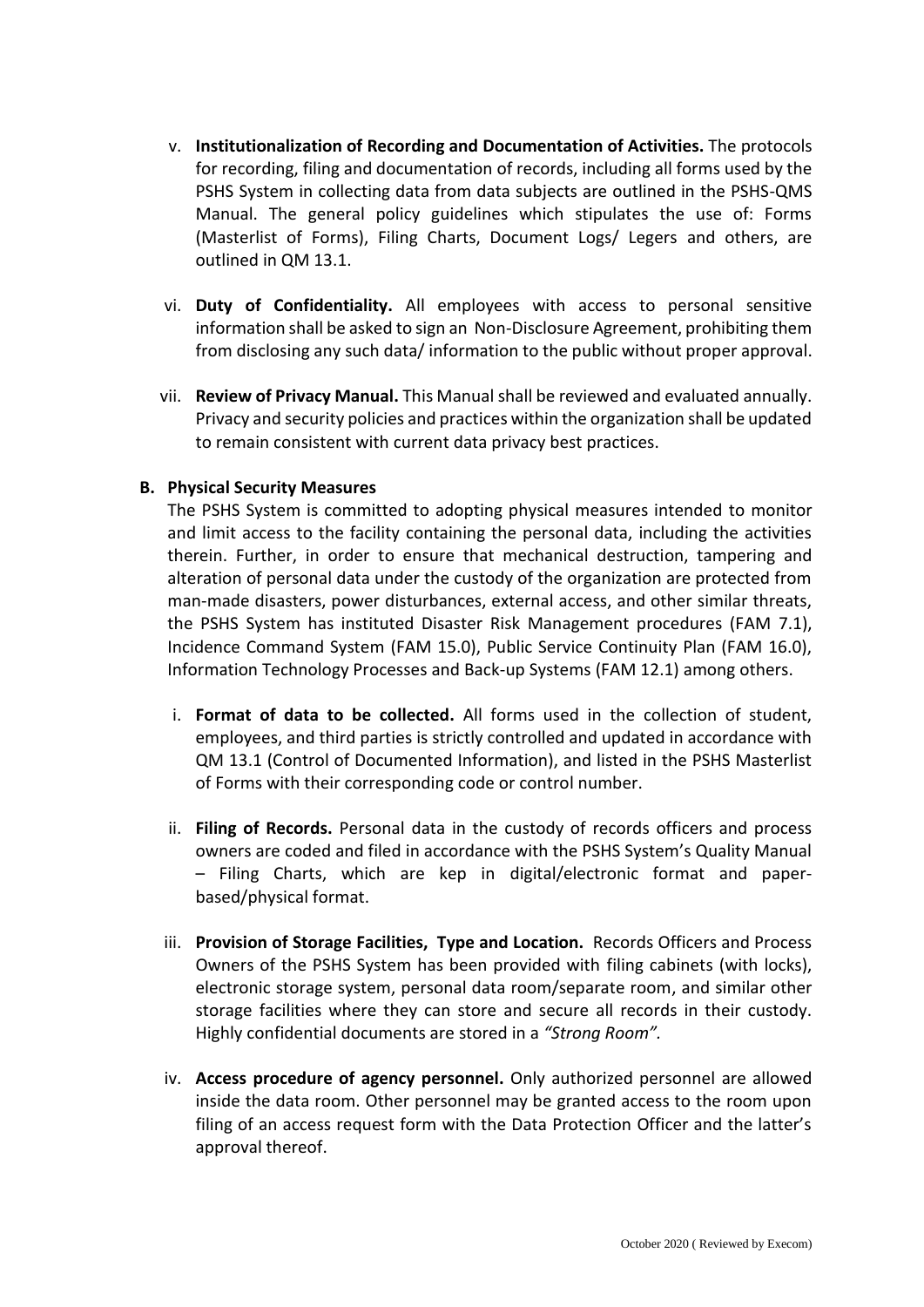v. **Institutionalization of Recording and Documentation of Activities.** The protocols for recording, filing and documentation of records, including all forms used by the PSHS System in collecting data from data subjects are outlined in the PSHS-QMS Manual. The general policy guidelines which stipulates the use of: Forms (Masterlist of Forms), Filing Charts, Document Logs/ Legers and others, are outlined in QM 13.1.

vi. **Duty of Confidentiality.** All employees with access to personal sensitive information shall be asked to sign an Non-Disclosure Agreement, prohibiting them from disclosing any such data/ information to the public without proper approval.

vii. **Review of Privacy Manual.** This Manual shall be reviewed and evaluated annually. Privacy and security policies and practices within the organization shall be updated to remain consistent with current data privacy best practices.

**B. Physical Security Measures**

The PSHS System is committed to adopting physical measures intended to monitor and limit access to the facility containing the personal data, including the activities therein. Further, in order to ensure that mechanical destruction, tampering and alteration of personal data under the custody of the organization are protected from man-made disasters, power disturbances, external access, and other similar threats, the PSHS System has instituted Disaster Risk Management procedures (FAM 7.1), Incidence Command System (FAM 15.0), Public Service Continuity Plan (FAM 16.0), Information Technology Processes and Back-up Systems (FAM 12.1) among others.

i. **Format of data to be collected.** All forms used in the collection of student, employees, and third parties is strictly controlled and updated in accordance with QM 13.1 (Control of Documented Information), and listed in the PSHS Masterlist of Forms with their corresponding code or control number.

ii. **Filing of Records.** Personal data in the custody of records officers and process owners are coded and filed in accordance with the PSHS System's Quality Manual – Filing Charts, which are kep in digital/electronic format and paper-based/physical format.

iii. **Provision of Storage Facilities, Type and Location.** Records Officers and Process Owners of the PSHS System has been provided with filing cabinets (with locks), electronic storage system, personal data room/separate room, and similar other storage facilities where they can store and secure all records in their custody. Highly confidential documents are stored in a *"Strong Room".*

iv. **Access procedure of agency personnel.** Only authorized personnel are allowed inside the data room. Other personnel may be granted access to the room upon filing of an access request form with the Data Protection Officer and the latter's approval thereof.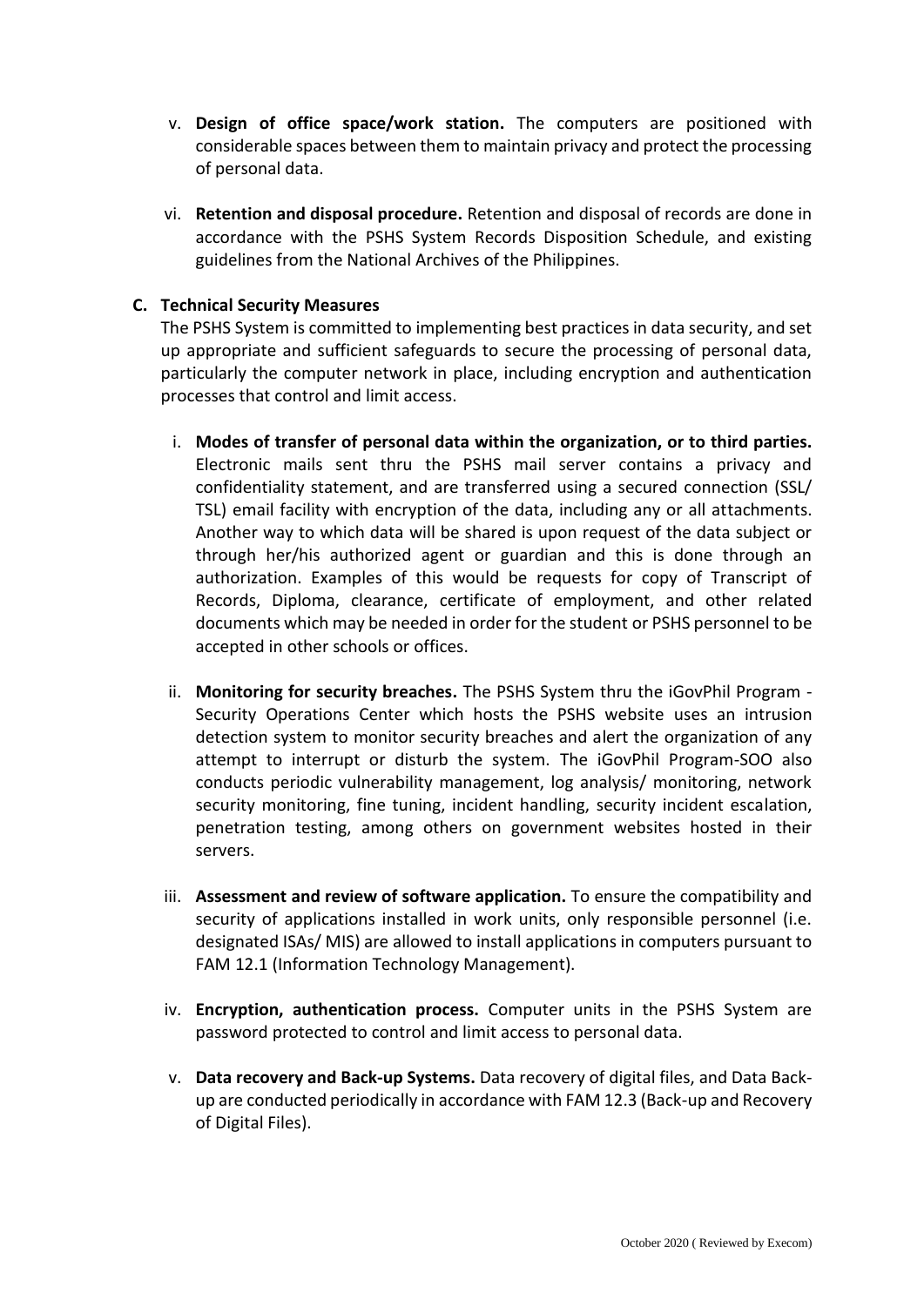v. **Design of office space/work station.** The computers are positioned with considerable spaces between them to maintain privacy and protect the processing of personal data.

vi. **Retention and disposal procedure.** Retention and disposal of records are done in accordance with the PSHS System Records Disposition Schedule, and existing guidelines from the National Archives of the Philippines.

**C. Technical Security Measures**

The PSHS System is committed to implementing best practices in data security, and set up appropriate and sufficient safeguards to secure the processing of personal data, particularly the computer network in place, including encryption and authentication processes that control and limit access.

i. **Modes of transfer of personal data within the organization, or to third parties.** Electronic mails sent thru the PSHS mail server contains a privacy and confidentiality statement, and are transferred using a secured connection (SSL/ TSL) email facility with encryption of the data, including any or all attachments. Another way to which data will be shared is upon request of the data subject or through her/his authorized agent or guardian and this is done through an authorization. Examples of this would be requests for copy of Transcript of Records, Diploma, clearance, certificate of employment, and other related documents which may be needed in order for the student or PSHS personnel to be accepted in other schools or offices.

ii. **Monitoring for security breaches.** The PSHS System thru the iGovPhil Program - Security Operations Center which hosts the PSHS website uses an intrusion detection system to monitor security breaches and alert the organization of any attempt to interrupt or disturb the system. The iGovPhil Program-SOO also conducts periodic vulnerability management, log analysis/ monitoring, network security monitoring, fine tuning, incident handling, security incident escalation, penetration testing, among others on government websites hosted in their servers.

iii. **Assessment and review of software application.** To ensure the compatibility and security of applications installed in work units, only responsible personnel (i.e. designated ISAs/ MIS) are allowed to install applications in computers pursuant to FAM 12.1 (Information Technology Management).

iv. **Encryption, authentication process.** Computer units in the PSHS System are password protected to control and limit access to personal data.

v. **Data recovery and Back-up Systems.** Data recovery of digital files, and Data Back-up are conducted periodically in accordance with FAM 12.3 (Back-up and Recovery of Digital Files).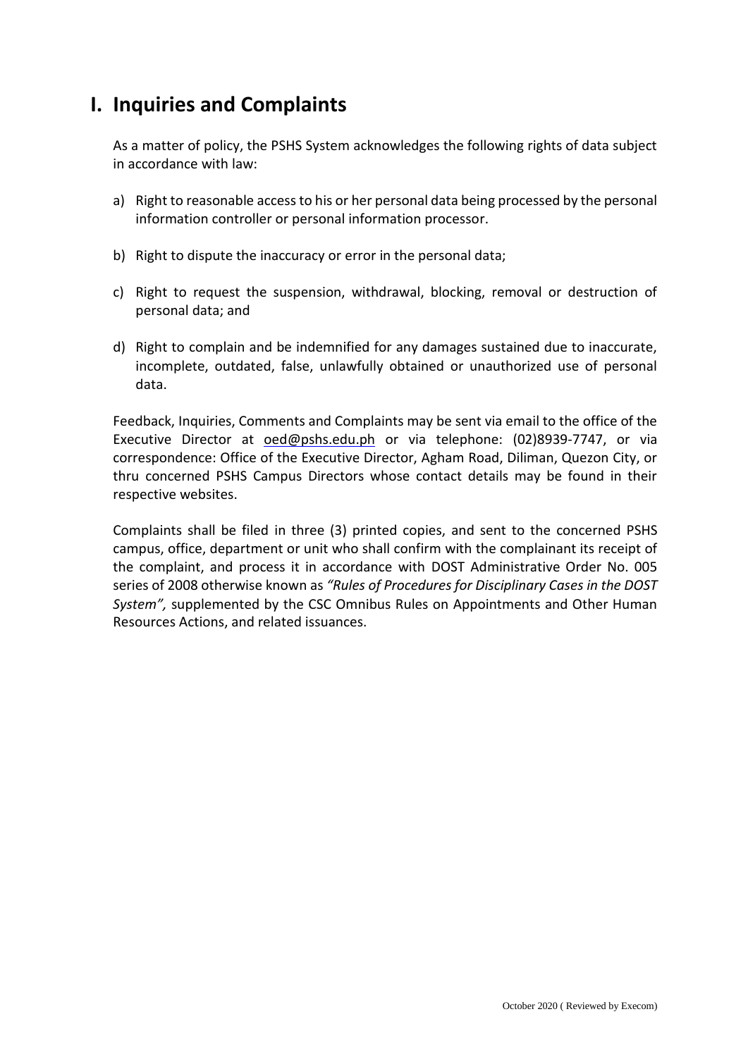# I. Inquiries and Complaints

As a matter of policy, the PSHS System acknowledges the following rights of data subject in accordance with law:

a) Right to reasonable access to his or her personal data being processed by the personal information controller or personal information processor.

b) Right to dispute the inaccuracy or error in the personal data;

c) Right to request the suspension, withdrawal, blocking, removal or destruction of personal data; and

d) Right to complain and be indemnified for any damages sustained due to inaccurate, incomplete, outdated, false, unlawfully obtained or unauthorized use of personal data.

Feedback, Inquiries, Comments and Complaints may be sent via email to the office of the Executive Director at oed@pshs.edu.ph or via telephone: (02)8939-7747, or via correspondence: Office of the Executive Director, Agham Road, Diliman, Quezon City, or thru concerned PSHS Campus Directors whose contact details may be found in their respective websites.

Complaints shall be filed in three (3) printed copies, and sent to the concerned PSHS campus, office, department or unit who shall confirm with the complainant its receipt of the complaint, and process it in accordance with DOST Administrative Order No. 005 series of 2008 otherwise known as *"Rules of Procedures for Disciplinary Cases in the DOST System",* supplemented by the CSC Omnibus Rules on Appointments and Other Human Resources Actions, and related issuances.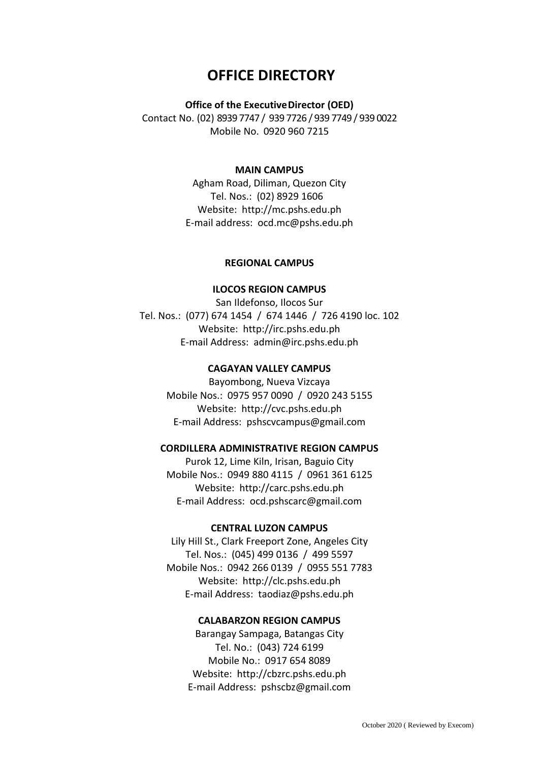# OFFICE DIRECTORY

**Office of the Executive Director (OED)**

Contact No. (02) 8939 7747 / 939 7726 / 939 7749 / 939 0022

Mobile No. 0920 960 7215

**MAIN CAMPUS**

Agham Road, Diliman, Quezon City

Tel. Nos.: (02) 8929 1606

Website: http://mc.pshs.edu.ph

E-mail address: ocd.mc@pshs.edu.ph

## REGIONAL CAMPUS

**ILOCOS REGION CAMPUS**

San Ildefonso, Ilocos Sur

Tel. Nos.: (077) 674 1454 / 674 1446 / 726 4190 loc. 102

Website: http://irc.pshs.edu.ph

E-mail Address: admin@irc.pshs.edu.ph

**CAGAYAN VALLEY CAMPUS**

Bayombong, Nueva Vizcaya

Mobile Nos.: 0975 957 0090 / 0920 243 5155

Website: http://cvc.pshs.edu.ph

E-mail Address: pshscvcampus@gmail.com

**CORDILLERA ADMINISTRATIVE REGION CAMPUS**

Purok 12, Lime Kiln, Irisan, Baguio City

Mobile Nos.: 0949 880 4115 / 0961 361 6125

Website: http://carc.pshs.edu.ph

E-mail Address: ocd.pshscarc@gmail.com

**CENTRAL LUZON CAMPUS**

Lily Hill St., Clark Freeport Zone, Angeles City

Tel. Nos.: (045) 499 0136 / 499 5597

Mobile Nos.: 0942 266 0139 / 0955 551 7783

Website: http://clc.pshs.edu.ph

E-mail Address: taodiaz@pshs.edu.ph

**CALABARZON REGION CAMPUS**

Barangay Sampaga, Batangas City

Tel. No.: (043) 724 6199

Mobile No.: 0917 654 8089

Website: http://cbzrc.pshs.edu.ph

E-mail Address: pshscbz@gmail.com

October 2020 ( Reviewed by Execom)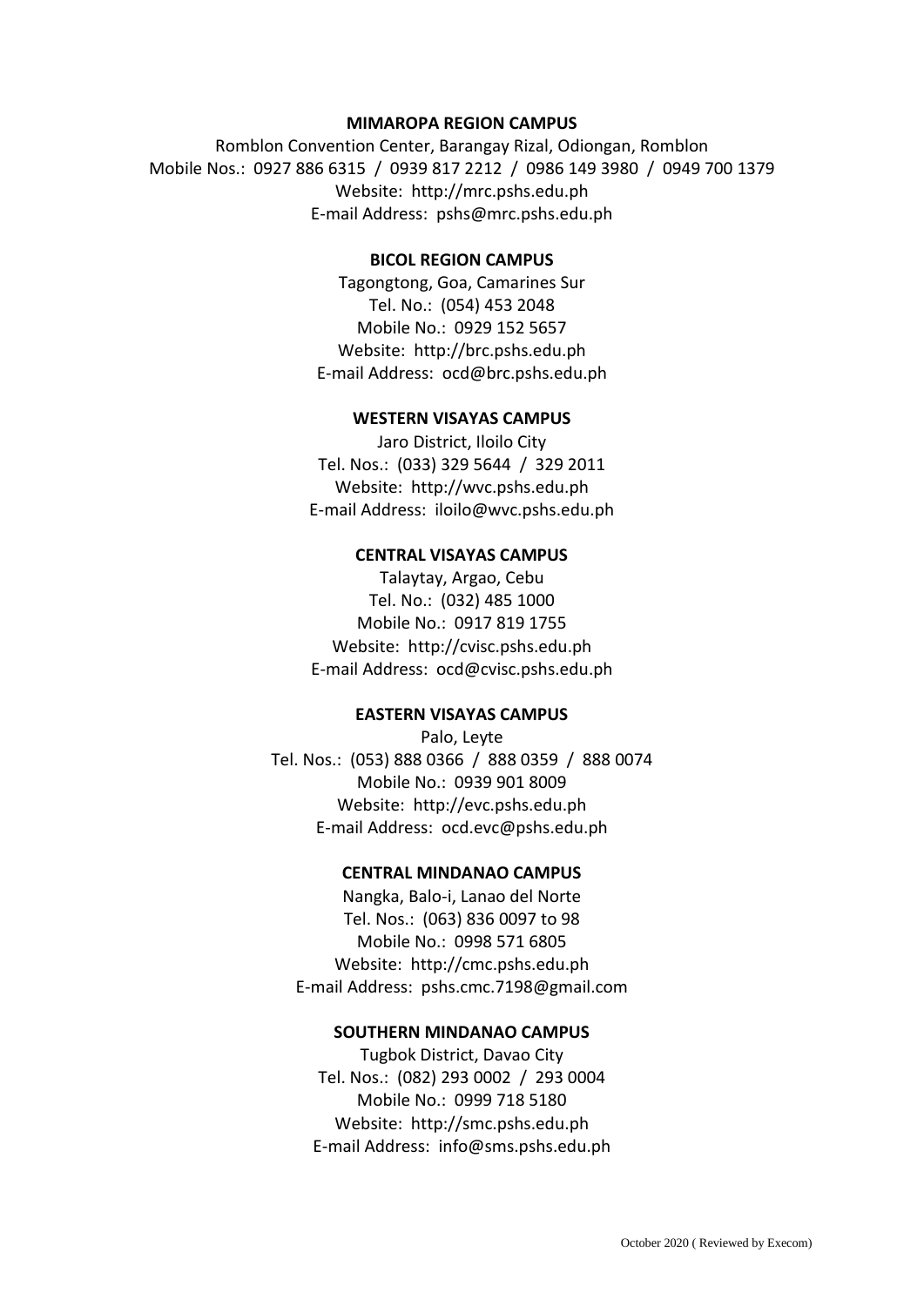**MIMAROPA REGION CAMPUS**

Romblon Convention Center, Barangay Rizal, Odiongan, Romblon
Mobile Nos.: 0927 886 6315 / 0939 817 2212 / 0986 149 3980 / 0949 700 1379
Website: http://mrc.pshs.edu.ph
E-mail Address: pshs@mrc.pshs.edu.ph

**BICOL REGION CAMPUS**

Tagongtong, Goa, Camarines Sur
Tel. No.: (054) 453 2048
Mobile No.: 0929 152 5657
Website: http://brc.pshs.edu.ph
E-mail Address: ocd@brc.pshs.edu.ph

**WESTERN VISAYAS CAMPUS**

Jaro District, Iloilo City
Tel. Nos.: (033) 329 5644 / 329 2011
Website: http://wvc.pshs.edu.ph
E-mail Address: iloilo@wvc.pshs.edu.ph

**CENTRAL VISAYAS CAMPUS**

Talaytay, Argao, Cebu
Tel. No.: (032) 485 1000
Mobile No.: 0917 819 1755
Website: http://cvisc.pshs.edu.ph
E-mail Address: ocd@cvisc.pshs.edu.ph

**EASTERN VISAYAS CAMPUS**

Palo, Leyte
Tel. Nos.: (053) 888 0366 / 888 0359 / 888 0074
Mobile No.: 0939 901 8009
Website: http://evc.pshs.edu.ph
E-mail Address: ocd.evc@pshs.edu.ph

**CENTRAL MINDANAO CAMPUS**

Nangka, Balo-i, Lanao del Norte
Tel. Nos.: (063) 836 0097 to 98
Mobile No.: 0998 571 6805
Website: http://cmc.pshs.edu.ph
E-mail Address: pshs.cmc.7198@gmail.com

**SOUTHERN MINDANAO CAMPUS**

Tugbok District, Davao City
Tel. Nos.: (082) 293 0002 / 293 0004
Mobile No.: 0999 718 5180
Website: http://smc.pshs.edu.ph
E-mail Address: info@sms.pshs.edu.ph

October 2020 ( Reviewed by Execom)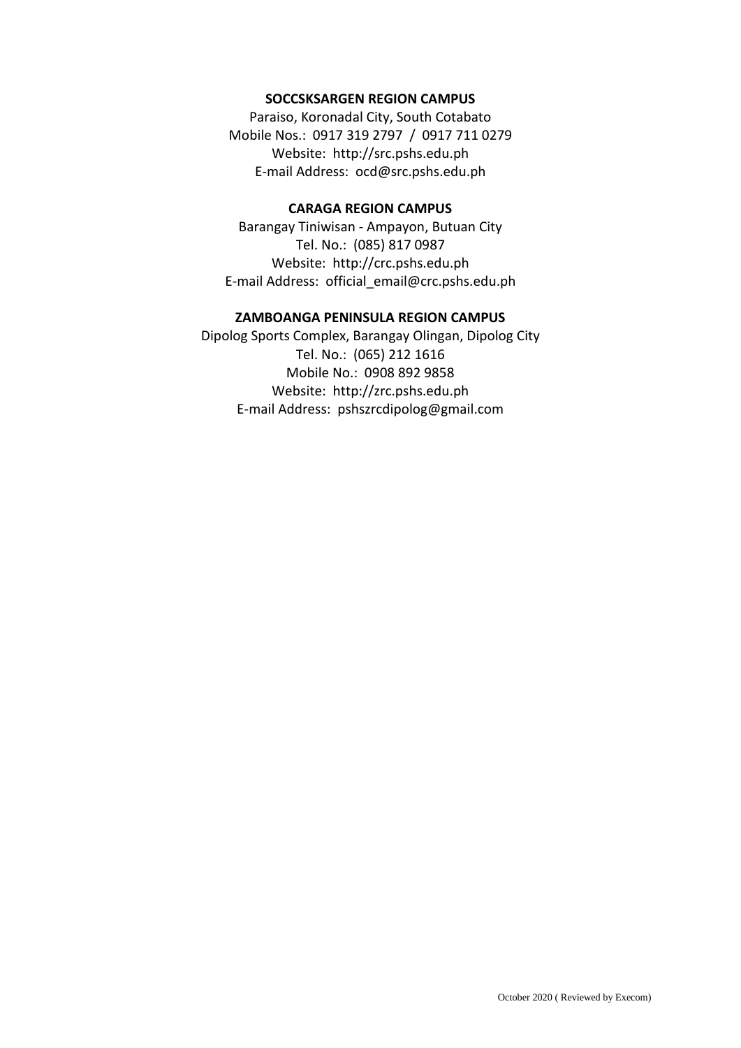**SOCCSKSARGEN REGION CAMPUS**

Paraiso, Koronadal City, South Cotabato

Mobile Nos.: 0917 319 2797 / 0917 711 0279

Website: http://src.pshs.edu.ph

E-mail Address: ocd@src.pshs.edu.ph

**CARAGA REGION CAMPUS**

Barangay Tiniwisan - Ampayon, Butuan City

Tel. No.: (085) 817 0987

Website: http://crc.pshs.edu.ph

E-mail Address: official_email@crc.pshs.edu.ph

**ZAMBOANGA PENINSULA REGION CAMPUS**

Dipolog Sports Complex, Barangay Olingan, Dipolog City

Tel. No.: (065) 212 1616

Mobile No.: 0908 892 9858

Website: http://zrc.pshs.edu.ph

E-mail Address: pshszrcdipolog@gmail.com